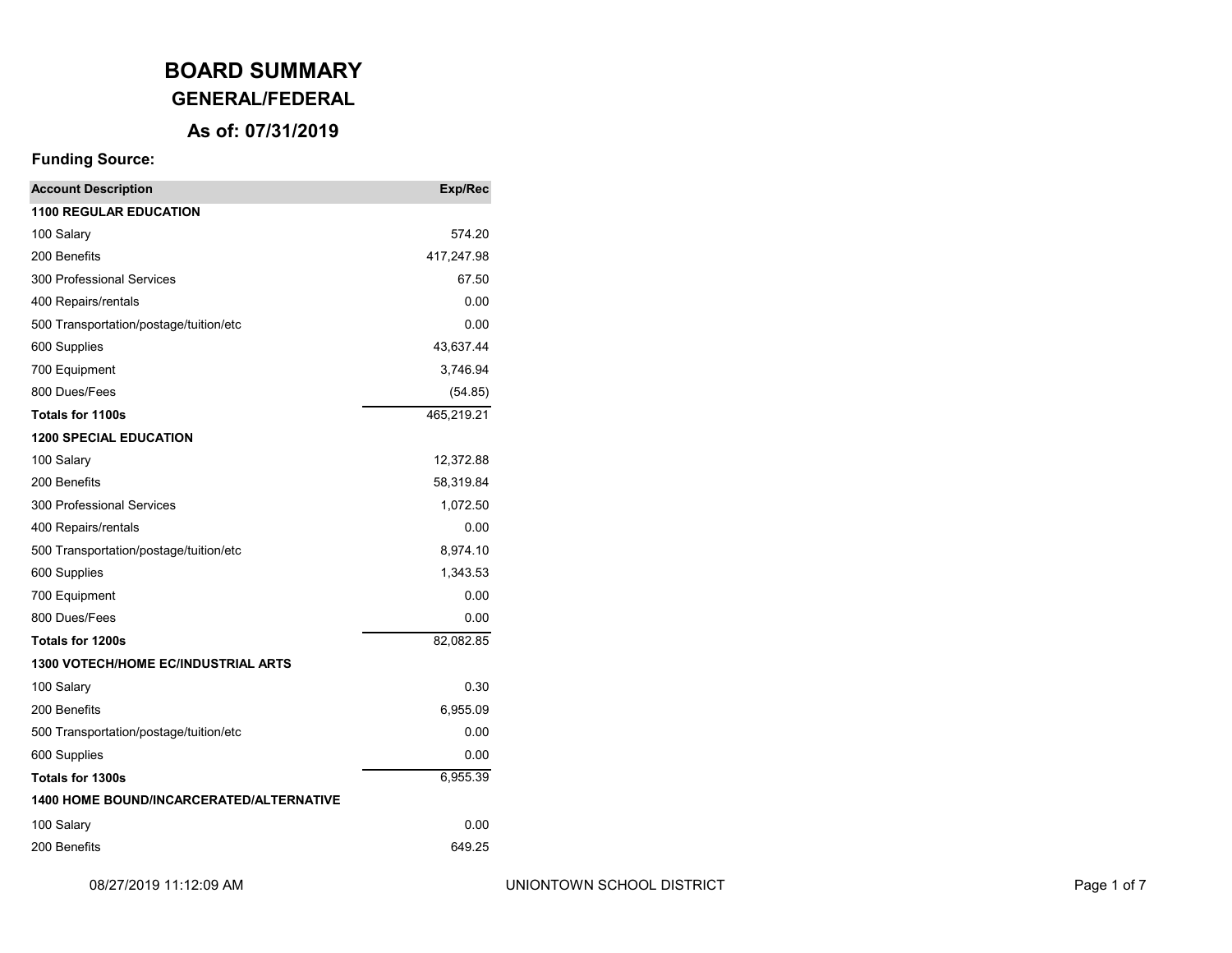# BOARD SUMMARY

## GENERAL/FEDERAL

### As of: 07/31/2019

**Funding Source:**

| Account Description | Exp/Rec |
|---|---|
| **1100 REGULAR EDUCATION** | |
| 100 Salary | 574.20 |
| 200 Benefits | 417,247.98 |
| 300 Professional Services | 67.50 |
| 400 Repairs/rentals | 0.00 |
| 500 Transportation/postage/tuition/etc | 0.00 |
| 600 Supplies | 43,637.44 |
| 700 Equipment | 3,746.94 |
| 800 Dues/Fees | (54.85) |
| **Totals for 1100s** | 465,219.21 |
| **1200 SPECIAL EDUCATION** | |
| 100 Salary | 12,372.88 |
| 200 Benefits | 58,319.84 |
| 300 Professional Services | 1,072.50 |
| 400 Repairs/rentals | 0.00 |
| 500 Transportation/postage/tuition/etc | 8,974.10 |
| 600 Supplies | 1,343.53 |
| 700 Equipment | 0.00 |
| 800 Dues/Fees | 0.00 |
| **Totals for 1200s** | 82,082.85 |
| **1300 VOTECH/HOME EC/INDUSTRIAL ARTS** | |
| 100 Salary | 0.30 |
| 200 Benefits | 6,955.09 |
| 500 Transportation/postage/tuition/etc | 0.00 |
| 600 Supplies | 0.00 |
| **Totals for 1300s** | 6,955.39 |
| **1400 HOME BOUND/INCARCERATED/ALTERNATIVE** | |
| 100 Salary | 0.00 |
| 200 Benefits | 649.25 |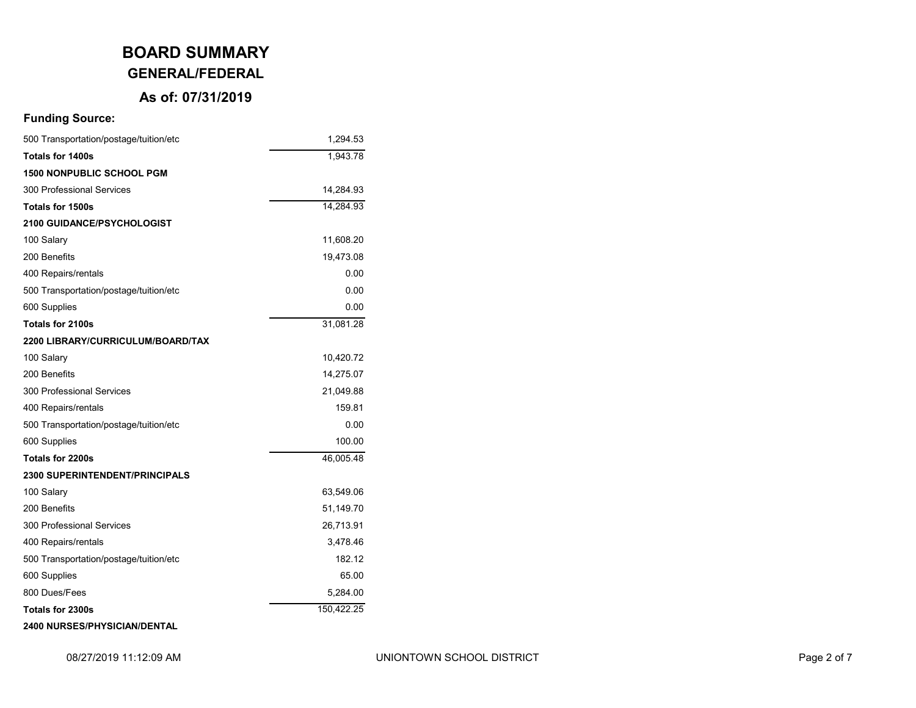# BOARD SUMMARY

## GENERAL/FEDERAL

### As of: 07/31/2019

**Funding Source:**

| | |
|---|---:|
| 500 Transportation/postage/tuition/etc | 1,294.53 |
| **Totals for 1400s** | 1,943.78 |
| **1500 NONPUBLIC SCHOOL PGM** | |
| 300 Professional Services | 14,284.93 |
| **Totals for 1500s** | 14,284.93 |
| **2100 GUIDANCE/PSYCHOLOGIST** | |
| 100 Salary | 11,608.20 |
| 200 Benefits | 19,473.08 |
| 400 Repairs/rentals | 0.00 |
| 500 Transportation/postage/tuition/etc | 0.00 |
| 600 Supplies | 0.00 |
| **Totals for 2100s** | 31,081.28 |
| **2200 LIBRARY/CURRICULUM/BOARD/TAX** | |
| 100 Salary | 10,420.72 |
| 200 Benefits | 14,275.07 |
| 300 Professional Services | 21,049.88 |
| 400 Repairs/rentals | 159.81 |
| 500 Transportation/postage/tuition/etc | 0.00 |
| 600 Supplies | 100.00 |
| **Totals for 2200s** | 46,005.48 |
| **2300 SUPERINTENDENT/PRINCIPALS** | |
| 100 Salary | 63,549.06 |
| 200 Benefits | 51,149.70 |
| 300 Professional Services | 26,713.91 |
| 400 Repairs/rentals | 3,478.46 |
| 500 Transportation/postage/tuition/etc | 182.12 |
| 600 Supplies | 65.00 |
| 800 Dues/Fees | 5,284.00 |
| **Totals for 2300s** | 150,422.25 |
| **2400 NURSES/PHYSICIAN/DENTAL** | |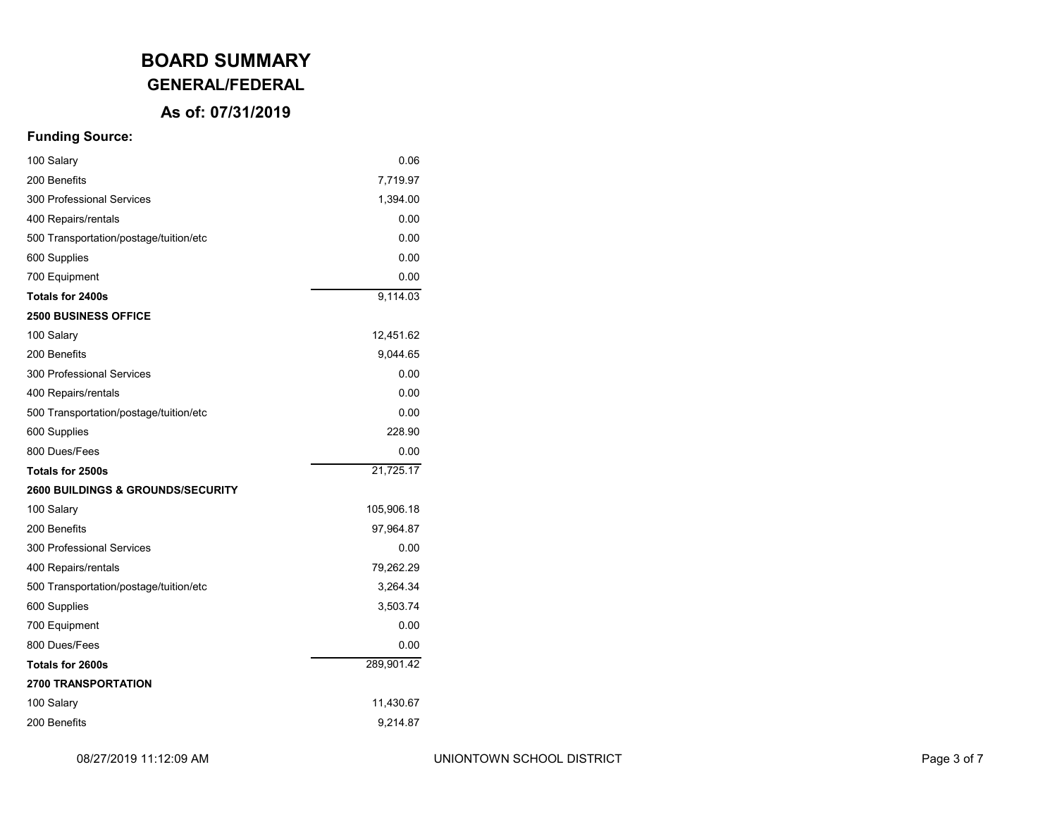# BOARD SUMMARY

## GENERAL/FEDERAL

### As of: 07/31/2019

**Funding Source:**

| | |
|---|---|
| 100 Salary | 0.06 |
| 200 Benefits | 7,719.97 |
| 300 Professional Services | 1,394.00 |
| 400 Repairs/rentals | 0.00 |
| 500 Transportation/postage/tuition/etc | 0.00 |
| 600 Supplies | 0.00 |
| 700 Equipment | 0.00 |
| **Totals for 2400s** | 9,114.03 |
| **2500 BUSINESS OFFICE** | |
| 100 Salary | 12,451.62 |
| 200 Benefits | 9,044.65 |
| 300 Professional Services | 0.00 |
| 400 Repairs/rentals | 0.00 |
| 500 Transportation/postage/tuition/etc | 0.00 |
| 600 Supplies | 228.90 |
| 800 Dues/Fees | 0.00 |
| **Totals for 2500s** | 21,725.17 |
| **2600 BUILDINGS & GROUNDS/SECURITY** | |
| 100 Salary | 105,906.18 |
| 200 Benefits | 97,964.87 |
| 300 Professional Services | 0.00 |
| 400 Repairs/rentals | 79,262.29 |
| 500 Transportation/postage/tuition/etc | 3,264.34 |
| 600 Supplies | 3,503.74 |
| 700 Equipment | 0.00 |
| 800 Dues/Fees | 0.00 |
| **Totals for 2600s** | 289,901.42 |
| **2700 TRANSPORTATION** | |
| 100 Salary | 11,430.67 |
| 200 Benefits | 9,214.87 |

08/27/2019 11:12:09 AM UNIONTOWN SCHOOL DISTRICT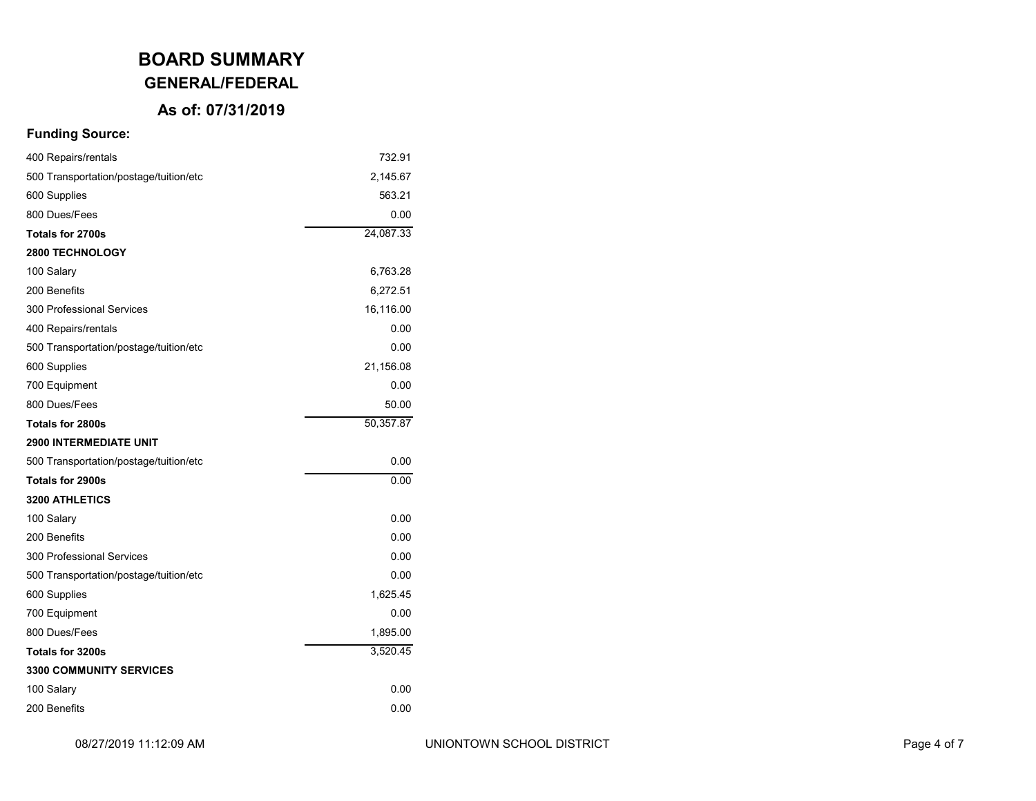# BOARD SUMMARY

## GENERAL/FEDERAL

## As of: 07/31/2019

**Funding Source:**

| | |
|---|---:|
| 400 Repairs/rentals | 732.91 |
| 500 Transportation/postage/tuition/etc | 2,145.67 |
| 600 Supplies | 563.21 |
| 800 Dues/Fees | 0.00 |
| **Totals for 2700s** | 24,087.33 |
| **2800 TECHNOLOGY** | |
| 100 Salary | 6,763.28 |
| 200 Benefits | 6,272.51 |
| 300 Professional Services | 16,116.00 |
| 400 Repairs/rentals | 0.00 |
| 500 Transportation/postage/tuition/etc | 0.00 |
| 600 Supplies | 21,156.08 |
| 700 Equipment | 0.00 |
| 800 Dues/Fees | 50.00 |
| **Totals for 2800s** | 50,357.87 |
| **2900 INTERMEDIATE UNIT** | |
| 500 Transportation/postage/tuition/etc | 0.00 |
| **Totals for 2900s** | 0.00 |
| **3200 ATHLETICS** | |
| 100 Salary | 0.00 |
| 200 Benefits | 0.00 |
| 300 Professional Services | 0.00 |
| 500 Transportation/postage/tuition/etc | 0.00 |
| 600 Supplies | 1,625.45 |
| 700 Equipment | 0.00 |
| 800 Dues/Fees | 1,895.00 |
| **Totals for 3200s** | 3,520.45 |
| **3300 COMMUNITY SERVICES** | |
| 100 Salary | 0.00 |
| 200 Benefits | 0.00 |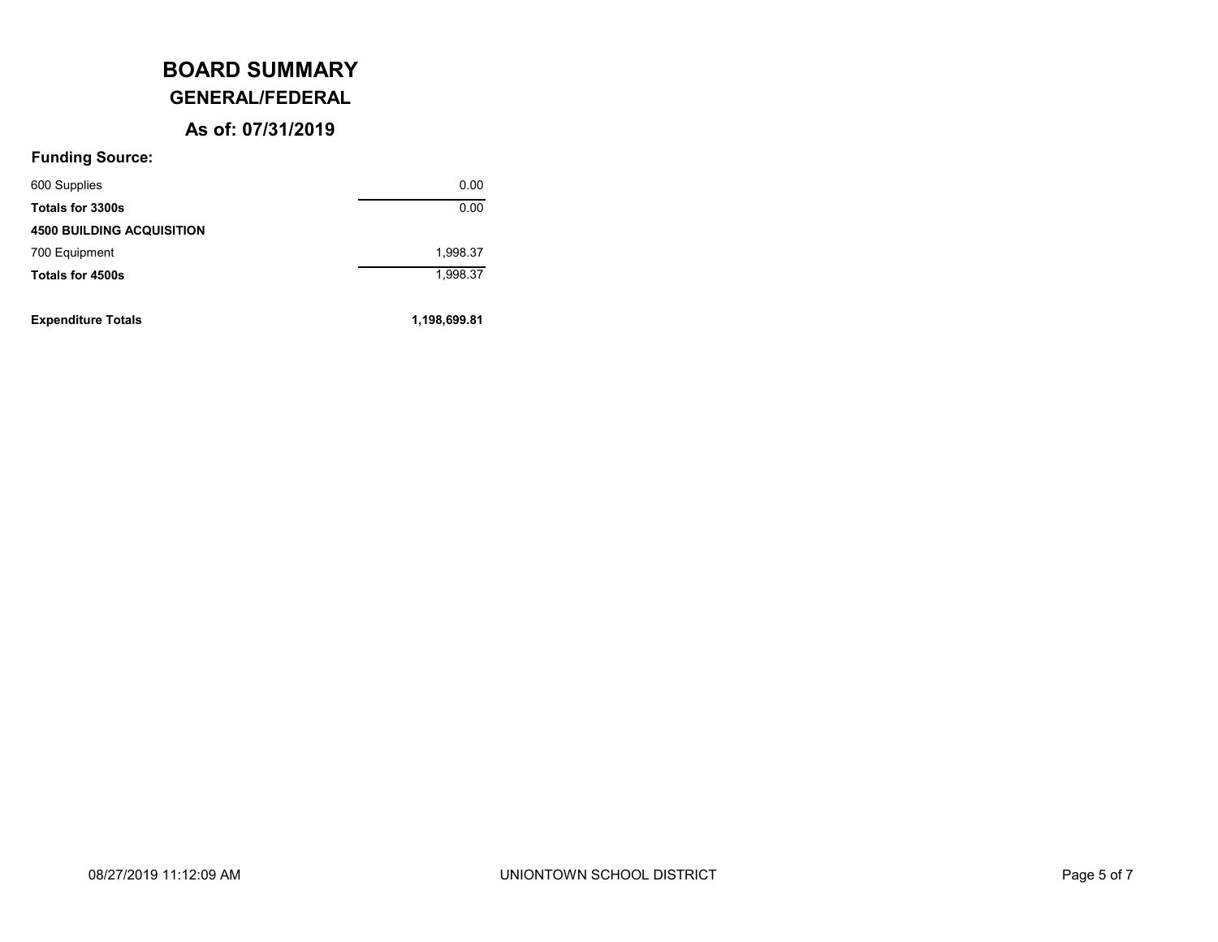# BOARD SUMMARY

## GENERAL/FEDERAL

### As of: 07/31/2019

**Funding Source:**

| | |
|---|---:|
| 600 Supplies | 0.00 |
| **Totals for 3300s** | 0.00 |
| **4500 BUILDING ACQUISITION** | |
| 700 Equipment | 1,998.37 |
| **Totals for 4500s** | 1,998.37 |
| | |
| **Expenditure Totals** | **1,198,699.81** |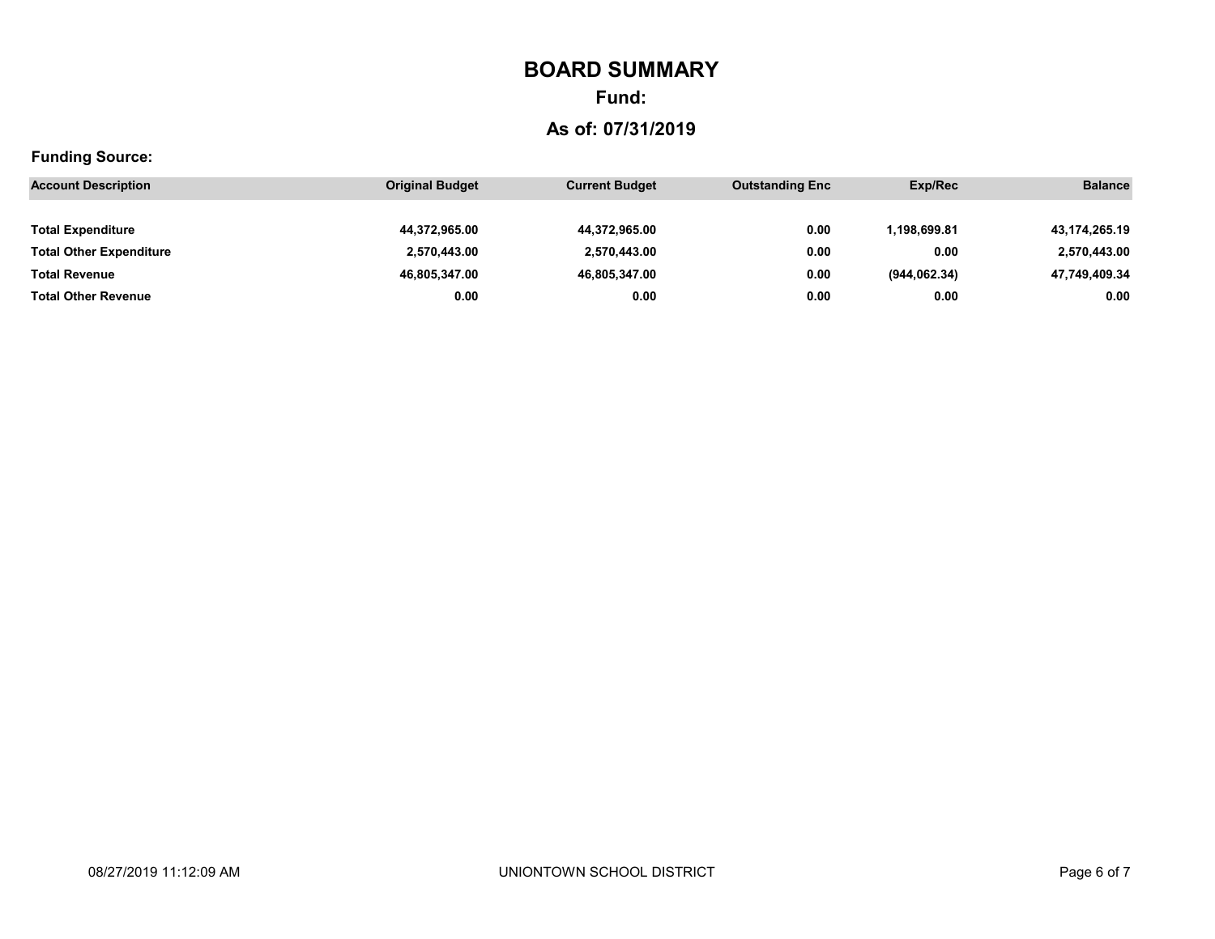# BOARD SUMMARY

## Fund:

## As of: 07/31/2019

**Funding Source:**

| Account Description | Original Budget | Current Budget | Outstanding Enc | Exp/Rec | Balance |
|---|---|---|---|---|---|
| **Total Expenditure** | **44,372,965.00** | **44,372,965.00** | **0.00** | **1,198,699.81** | **43,174,265.19** |
| **Total Other Expenditure** | **2,570,443.00** | **2,570,443.00** | **0.00** | **0.00** | **2,570,443.00** |
| **Total Revenue** | **46,805,347.00** | **46,805,347.00** | **0.00** | **(944,062.34)** | **47,749,409.34** |
| **Total Other Revenue** | **0.00** | **0.00** | **0.00** | **0.00** | **0.00** |

08/27/2019 11:12:09 AM UNIONTOWN SCHOOL DISTRICT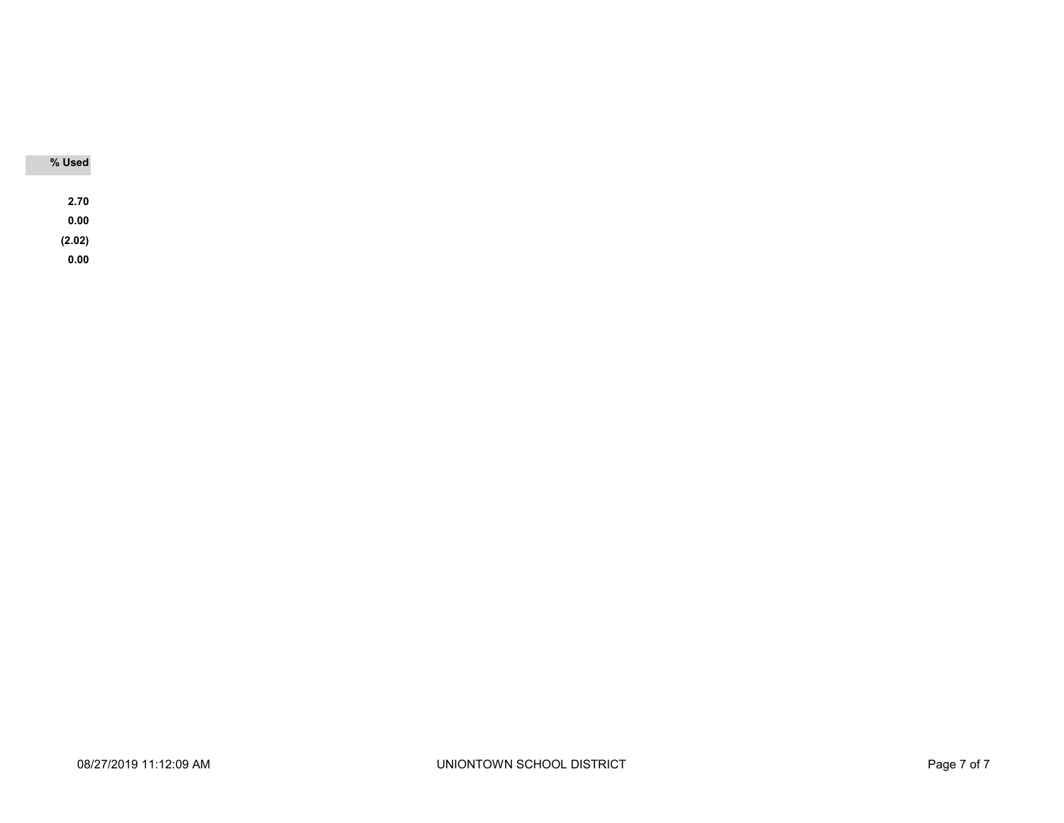| % Used |
| --- |
| 2.70 |
| 0.00 |
| (2.02) |
| 0.00 |